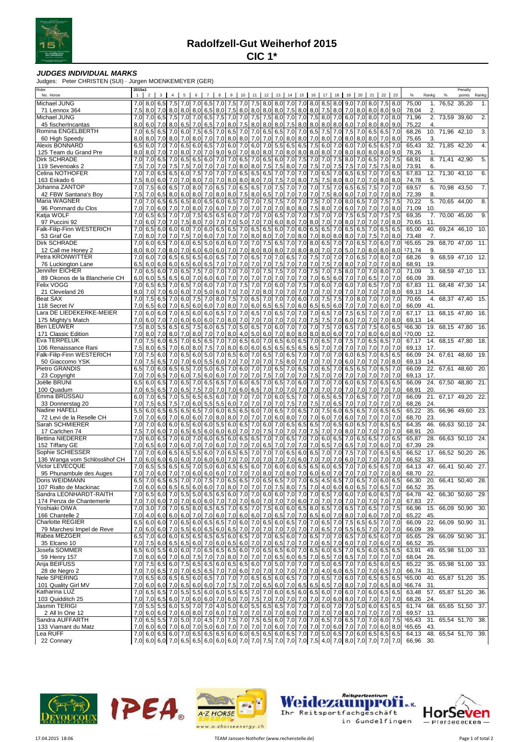# Radolfzell-Gut Weiherhof 2015

## CIC 1*

### *JUDGES INDIVIDUAL MARKS*

Judges: Peter CHRISTEN (SUI) · Jürgen MOENKEMEYER (GER)

| Rider<br>No. Horse | 2015a1<br>1 | 2 | 3 | 4 | 5 | 6 | 7 | 8 | 9 | 10 | 11 | 12 | 13 | 14 | 15 | 16 | 17 | 18 | 19 | 20 | 21 | 22 | 23 | % | Rangk | % | Penalty points | Rangk |
|---|---|---|---|---|---|---|---|---|---|---|---|---|---|---|---|---|---|---|---|---|---|---|---|---|---|---|---|---|
| Michael JUNG | 7,0 | 8,0 | 6,5 | 7,5 | 7,0 | 7,0 | 6,5 | 7,0 | 7,5 | 7,0 | 7,5 | 8,0 | 8,0 | 7,0 | 7,0 | 8,0 | 8,5 | 8,0 | 9,0 | 7,0 | 8,0 | 7,5 | 8,0 | 75,00 | 1. | 76,52 | 35,20 | 1. |
| 71 Lennox 364 | 7,5 | 8,0 | 7,0 | 8,0 | 8,0 | 8,0 | 6,5 | 8,0 | 7,5 | 8,0 | 8,0 | 8,0 | 8,0 | 7,5 | 8,0 | 8,0 | 7,5 | 8,0 | 7,0 | 8,0 | 8,0 | 8,0 | 9,0 | 78,04 | 2. | | | |
| Michael JUNG | 7,0 | 7,0 | 6,5 | 7,5 | 7,0 | 7,0 | 6,5 | 7,5 | 7,0 | 7,0 | 7,5 | 7,5 | 8,0 | 7,0 | 7,0 | 7,5 | 8,0 | 7,0 | 6,0 | 7,0 | 8,0 | 7,0 | 8,0 | 71,96 | 2. | 73,59 | 39,60 | 2. |
| 45 fischerIncantas | 8,0 | 6,0 | 7,0 | 8,0 | 6,5 | 7,0 | 6,5 | 7,0 | 8,0 | 7,5 | 8,0 | 8,0 | 8,0 | 7,5 | 8,0 | 8,0 | 8,0 | 8,0 | 6,0 | 7,0 | 8,0 | 8,0 | 9,0 | 75,22 | 4. | | | |
| Romina ENGELBERTH | 7,0 | 6,5 | 6,5 | 7,0 | 6,0 | 7,5 | 6,5 | 7,0 | 6,5 | 7,0 | 7,0 | 6,5 | 6,5 | 7,0 | 7,0 | 6,5 | 7,5 | 7,0 | 7,5 | 7,0 | 6,5 | 6,5 | 7,0 | 68,26 | 10. | 71,96 | 42,10 | 3. |
| 60 High Speedy | 8,0 | 8,0 | 7,0 | 8,0 | 7,0 | 8,0 | 7,0 | 7,0 | 8,0 | 8,0 | 7,0 | 7,0 | 7,0 | 8,0 | 8,0 | 7,0 | 8,0 | 7,0 | 8,0 | 8,0 | 7,0 | 8,0 | 8,0 | 75,65 | 3. | | | |
| Alexis BONNARD | 6,5 | 6,0 | 7,0 | 7,0 | 6,5 | 6,0 | 6,5 | 7,0 | 6,0 | 7,0 | 6,0 | 7,0 | 5,5 | 6,5 | 6,5 | 7,5 | 6,0 | 7,0 | 6,0 | 7,0 | 6,5 | 6,5 | 7,0 | 65,43 | 32. | 71,85 | 42,20 | 4. |
| 125 Team du Grand Pre | 8,0 | 8,0 | 7,0 | 7,0 | 8,0 | 7,0 | 7,0 | 9,0 | 9,0 | 7,0 | 8,0 | 8,0 | 7,0 | 8,0 | 8,0 | 8,0 | 8,0 | 7,0 | 8,0 | 8,0 | 8,0 | 8,0 | 9,0 | 78,26 | 1. | | | |
| Dirk SCHRADE | 7,0 | 7,0 | 6,5 | 7,0 | 6,5 | 6,5 | 6,0 | 7,0 | 7,0 | 6,5 | 7,0 | 6,5 | 6,0 | 7,0 | 7,5 | 7,0 | 7,0 | 7,5 | 8,0 | 7,0 | 6,5 | 7,0 | 7,5 | 68,91 | 8. | 71,41 | 42,90 | 5. |
| 119 Sevenoaks 2 | 7,5 | 7,0 | 7,0 | 7,5 | 7,5 | 7,0 | 7,0 | 7,0 | 7,0 | 8,0 | 8,0 | 7,5 | 7,5 | 8,0 | 7,0 | 7,5 | 7,0 | 7,5 | 7,5 | 7,0 | 7,5 | 7,5 | 8,0 | 73,91 | 6. | | | |
| Celina NOTHOFER | 7,0 | 7,0 | 6,5 | 6,5 | 6,0 | 7,5 | 7,0 | 7,0 | 7,0 | 6,5 | 6,5 | 6,5 | 7,0 | 7,0 | 7,0 | 7,0 | 6,5 | 7,0 | 6,5 | 6,5 | 7,0 | 7,0 | 6,5 | 67,83 | 12. | 71,30 | 43,10 | 6. |
| 163 Eskado 6 | 7,5 | 8,0 | 6,0 | 7,0 | 7,0 | 8,0 | 7,0 | 7,0 | 8,0 | 8,0 | 8,0 | 7,0 | 7,5 | 7,0 | 8,0 | 7,5 | 7,5 | 8,0 | 8,0 | 7,0 | 8,0 | 8,0 | 8,0 | 74,78 | 5. | | | |
| Johanna ZANTOP | 7,0 | 7,5 | 6,0 | 6,5 | 7,0 | 8,0 | 7,0 | 6,5 | 7,0 | 6,5 | 6,5 | 7,0 | 7,5 | 7,0 | 7,0 | 7,0 | 7,5 | 7,0 | 6,5 | 6,5 | 7,5 | 7,0 | 7,0 | 69,57 | 6. | 70,98 | 43,50 | 7. |
| 42 FBW Santana's Boy | 7,5 | 7,0 | 6,5 | 8,0 | 6,0 | 8,0 | 7,0 | 8,0 | 8,0 | 7,5 | 8,0 | 6,5 | 7,0 | 7,0 | 7,0 | 7,0 | 7,5 | 8,0 | 6,0 | 7,0 | 7,0 | 7,0 | 8,0 | 72,39 | 8. | | | |
| Maria WAGNER | 7,0 | 7,0 | 6,5 | 6,5 | 6,5 | 8,0 | 6,5 | 6,0 | 6,5 | 7,0 | 7,0 | 7,5 | 7,5 | 7,0 | 7,0 | 7,5 | 7,0 | 7,0 | 8,0 | 6,5 | 7,0 | 7,5 | 7,5 | 70,22 | 5. | 70,65 | 44,00 | 8. |
| 96 Pommard du Clos | 7,0 | 7,0 | 6,0 | 7,0 | 7,0 | 8,0 | 7,0 | 6,0 | 7,0 | 7,0 | 7,0 | 7,0 | 7,0 | 8,0 | 8,0 | 7,5 | 8,0 | 7,0 | 6,0 | 7,0 | 7,0 | 7,0 | 8,0 | 71,09 | 10. | | | |
| Katja WOLF | 7,0 | 6,5 | 6,5 | 7,0 | 7,0 | 7,5 | 6,5 | 6,5 | 6,0 | 7,0 | 7,0 | 7,0 | 6,5 | 7,0 | 7,0 | 7,5 | 7,0 | 7,0 | 7,5 | 6,5 | 7,0 | 7,5 | 7,5 | 69,35 | 7. | 70,00 | 45,00 | 9. |
| 97 Puccini 92 | 7,0 | 6,0 | 7,0 | 7,0 | 7,5 | 8,0 | 7,0 | 7,0 | 7,0 | 5,0 | 7,0 | 7,0 | 6,0 | 8,0 | 7,0 | 8,0 | 7,0 | 8,0 | 7,0 | 7,0 | 7,0 | 7,0 | 8,0 | 70,65 | 11. | | | |
| Falk-Filip-Finn WESTERICH | 7,0 | 6,5 | 6,0 | 6,0 | 6,0 | 7,0 | 6,0 | 6,5 | 6,5 | 7,0 | 6,5 | 6,5 | 6,0 | 7,0 | 6,0 | 6,5 | 6,5 | 7,0 | 6,5 | 6,5 | 7,0 | 6,5 | 6,5 | 65,00 | 40. | 69,24 | 46,10 | 10. |
| 53 Graf Ge | 7,0 | 8,0 | 7,0 | 7,0 | 7,5 | 7,0 | 6,0 | 7,0 | 7,0 | 7,0 | 8,0 | 8,0 | 7,0 | 7,0 | 8,0 | 7,0 | 8,0 | 8,0 | 8,0 | 7,0 | 7,5 | 7,0 | 8,0 | 73,48 | 7. | | | |
| Dirk SCHRADE | 7,0 | 6,0 | 6,5 | 7,0 | 6,0 | 6,5 | 5,0 | 6,0 | 6,0 | 7,0 | 7,0 | 7,5 | 6,5 | 7,0 | 7,0 | 8,0 | 6,5 | 7,0 | 7,0 | 6,5 | 7,0 | 6,0 | 7,0 | [1]65,65 | 29. | 68,70 | 47,00 | 11. |
| 12 Call me Honey 2 | 8,0 | 8,0 | 7,0 | 8,0 | 7,0 | 6,0 | 6,0 | 6,0 | 7,0 | 7,0 | 8,0 | 8,0 | 8,0 | 7,0 | 8,0 | 8,0 | 7,0 | 7,0 | 5,0 | 7,0 | 8,0 | 8,0 | 8,0 | [1]71,74 | 9. | | | |
| Petra KRONWITTER | 7,0 | 6,0 | 7,0 | 6,5 | 6,5 | 6,5 | 6,0 | 6,5 | 7,0 | 7,0 | 7,0 | 6,5 | 7,0 | 7,0 | 6,5 | 7,5 | 7,0 | 7,0 | 7,0 | 6,5 | 7,0 | 8,0 | 7,0 | 68,26 | 9. | 68,59 | 47,10 | 12. |
| 76 Luckington Lane | 6,5 | 6,0 | 6,0 | 6,0 | 6,5 | 6,0 | 6,5 | 7,0 | 7,0 | 7,0 | 7,0 | 7,0 | 7,0 | 7,0 | 7,0 | 7,5 | 7,0 | 7,0 | 8,0 | 7,0 | 7,0 | 7,0 | 7,0 | 68,91 | 19. | | | |
| Jennifer EICHER | 7,0 | 6,5 | 6,0 | 7,0 | 6,5 | 7,5 | 7,0 | 7,0 | 7,0 | 7,0 | 7,0 | 7,5 | 7,5 | 7,0 | 7,0 | 7,5 | 7,0 | 7,5 | 8,0 | 7,0 | 7,0 | 8,0 | 7,0 | 71,09 | 3. | 68,59 | 47,10 | 13. |
| 89 Okonos de la Blancherie CH | 6,0 | 6,0 | 5,5 | 6,5 | 6,0 | 7,0 | 6,0 | 6,0 | 7,0 | 7,0 | 7,0 | 7,0 | 7,0 | 7,0 | 7,0 | 6,5 | 6,0 | 7,0 | 7,0 | 6,5 | 7,0 | 7,0 | 7,0 | 66,09 | 39. | | | |
| Felix VOGG | 7,0 | 6,5 | 6,5 | 7,0 | 6,5 | 7,0 | 6,0 | 7,0 | 7,0 | 7,5 | 7,0 | 7,0 | 6,0 | 7,0 | 7,5 | 7,0 | 6,0 | 7,0 | 6,0 | 7,0 | 6,5 | 7,0 | 7,0 | 67,83 | 11. | 68,48 | 47,30 | 14. |
| 21 Cleveland 26 | 8,0 | 7,0 | 7,0 | 6,0 | 6,0 | 7,0 | 5,0 | 6,0 | 7,0 | 7,0 | 7,0 | 8,0 | 7,0 | 7,0 | 7,0 | 7,0 | 7,0 | 7,0 | 7,0 | 7,0 | 7,0 | 7,0 | 8,0 | 69,13 | 14. | | | |
| Beat SAX | 7,0 | 7,5 | 6,5 | 7,0 | 6,0 | 7,5 | 7,0 | 8,0 | 7,5 | 7,0 | 6,5 | 7,0 | 7,0 | 7,0 | 6,0 | 7,0 | 7,5 | 7,5 | 7,0 | 8,0 | 7,0 | 7,0 | 7,0 | 70,65 | 4. | 68,37 | 47,40 | 15. |
| 118 Secret IV | 7,0 | 6,5 | 6,0 | 7,0 | 6,5 | 6,0 | 6,0 | 7,0 | 8,0 | 7,0 | 6,0 | 6,5 | 6,5 | 7,0 | 6,0 | 6,5 | 6,5 | 6,0 | 7,0 | 7,0 | 7,0 | 6,0 | 7,0 | 66,09 | 41. | | | |
| Lara DE LIEDEKERKE-MEIER | 7,0 | 6,0 | 6,0 | 7,0 | 6,5 | 6,0 | 6,0 | 6,5 | 7,0 | 7,0 | 6,5 | 7,0 | 6,5 | 7,0 | 7,0 | 7,0 | 6,5 | 7,0 | 7,5 | 6,5 | 7,0 | 7,0 | 7,0 | 67,17 | 13. | 68,15 | 47,80 | 16. |
| 175 Mighty's Match | 7,0 | 6,0 | 7,0 | 7,0 | 6,0 | 6,0 | 6,0 | 7,0 | 8,0 | 7,0 | 7,0 | 7,0 | 7,0 | 7,0 | 7,0 | 7,5 | 7,5 | 7,0 | 6,0 | 7,0 | 7,0 | 7,0 | 8,0 | 69,13 | 14. | | | |
| Ben LEUWER | 7,5 | 8,0 | 5,5 | 6,5 | 6,5 | 7,5 | 6,0 | 6,5 | 7,0 | 5,0 | 6,5 | 7,0 | 6,0 | 7,0 | 7,0 | 7,0 | 7,5 | 7,0 | 6,5 | 7,0 | 7,5 | 6,0 | 6,5 | [1]66,30 | 19. | 68,15 | 47,80 | 16. |
| 171 Classic Edition | 7,0 | 8,0 | 7,0 | 8,0 | 7,0 | 8,0 | 7,0 | 7,0 | 8,0 | 4,0 | 5,0 | 6,0 | 7,0 | 8,0 | 8,0 | 8,0 | 8,0 | 6,0 | 7,0 | 7,0 | 8,0 | 6,0 | 8,0 | [1]70,00 | 12. | | | |
| Eva TERPELUK | 7,0 | 7,5 | 6,0 | 6,5 | 7,0 | 6,5 | 6,5 | 7,0 | 7,0 | 6,5 | 6,0 | 7,0 | 6,5 | 6,0 | 6,5 | 7,0 | 6,5 | 7,0 | 7,5 | 7,0 | 6,5 | 6,5 | 7,0 | 67,17 | 14. | 68,15 | 47,80 | 18. |
| 106 Renaissance Rani | 7,5 | 8,0 | 6,5 | 7,0 | 6,0 | 8,0 | 7,5 | 7,0 | 8,0 | 6,0 | 6,0 | 6,5 | 6,5 | 6,5 | 6,5 | 6,5 | 7,0 | 7,0 | 7,0 | 7,0 | 7,0 | 7,0 | 7,0 | 69,13 | 17. | | | |
| Falk-Filip-Finn WESTERICH | 7,0 | 7,5 | 6,0 | 7,0 | 6,5 | 6,0 | 5,0 | 7,0 | 6,5 | 6,0 | 7,0 | 6,5 | 7,0 | 6,5 | 7,0 | 7,0 | 7,0 | 7,0 | 6,0 | 6,5 | 7,0 | 6,5 | 6,5 | 66,09 | 24. | 67,61 | 48,60 | 19. |
| 50 Giaccomo YSK | 7,0 | 7,5 | 6,5 | 7,0 | 7,0 | 6,0 | 5,5 | 6,0 | 7,0 | 7,0 | 7,0 | 7,5 | 8,0 | 7,0 | 7,0 | 7,0 | 7,0 | 6,0 | 7,0 | 7,0 | 7,0 | 7,0 | 8,0 | 69,13 | 14. | | | |
| Pietro GRANDIS | 6,5 | 7,0 | 6,0 | 6,5 | 6,5 | 7,0 | 5,0 | 6,5 | 7,0 | 6,0 | 7,0 | 7,0 | 6,5 | 7,0 | 6,5 | 7,0 | 6,5 | 7,0 | 6,5 | 6,5 | 7,0 | 6,5 | 7,0 | 66,09 | 22. | 67,61 | 48,60 | 20. |
| 23 Copyright | 7,0 | 7,0 | 6,5 | 7,0 | 6,0 | 7,5 | 6,0 | 6,0 | 7,0 | 7,0 | 7,0 | 7,5 | 7,0 | 7,0 | 7,0 | 7,5 | 7,0 | 7,0 | 7,0 | 7,0 | 7,0 | 7,0 | 7,0 | 69,13 | 17. | | | |
| Joëlle BRUNI | 6,5 | 6,0 | 6,5 | 7,0 | 6,5 | 7,0 | 6,5 | 6,5 | 7,0 | 6,0 | 6,5 | 7,0 | 6,5 | 7,0 | 6,0 | 7,0 | 7,0 | 7,0 | 6,0 | 6,5 | 7,0 | 6,5 | 6,5 | 66,09 | 24. | 67,50 | 48,80 | 21. |
| 100 Quadum | 7,0 | 6,5 | 6,5 | 7,0 | 6,5 | 7,5 | 7,0 | 7,0 | 7,0 | 6,0 | 6,5 | 7,0 | 7,0 | 7,0 | 7,0 | 7,0 | 7,0 | 7,0 | 7,0 | 7,0 | 7,0 | 7,0 | 7,0 | 68,91 | 20. | | | |
| Emma BRÜSSAU | 6,0 | 7,0 | 6,5 | 7,0 | 5,5 | 6,5 | 6,5 | 6,0 | 7,0 | 7,0 | 7,0 | 7,0 | 6,0 | 5,5 | 7,0 | 7,0 | 6,5 | 6,5 | 7,0 | 6,5 | 7,0 | 7,0 | 7,0 | 66,09 | 21. | 67,17 | 49,20 | 22. |
| 33 Donnerstag 20 | 7,0 | 7,5 | 6,5 | 7,5 | 7,0 | 6,0 | 5,5 | 5,5 | 6,0 | 7,0 | 7,0 | 7,0 | 7,0 | 7,5 | 7,0 | 7,5 | 7,0 | 6,5 | 7,0 | 7,0 | 7,0 | 7,0 | 7,0 | 68,26 | 24. | | | |
| Nadine HAFELI | 5,5 | 6,0 | 6,5 | 6,5 | 6,5 | 6,5 | 7,0 | 6,0 | 6,5 | 6,5 | 6,0 | 7,0 | 6,5 | 7,0 | 6,5 | 7,0 | 7,5 | 6,0 | 6,5 | 6,5 | 7,0 | 6,5 | 6,5 | 65,22 | 35. | 66,96 | 49,60 | 23. |
| 72 Levi de la Reselle CH | 7,0 | 7,0 | 6,0 | 7,0 | 6,0 | 6,0 | 7,0 | 8,0 | 8,0 | 7,0 | 7,0 | 7,0 | 6,0 | 8,0 | 7,0 | 7,0 | 6,0 | 7,0 | 6,0 | 7,0 | 7,0 | 7,0 | 7,0 | 68,70 | 23. | | | |
| Sarah SCHMIERER | 7,0 | 7,0 | 6,0 | 6,0 | 6,5 | 6,0 | 6,0 | 5,5 | 6,0 | 6,5 | 7,0 | 6,0 | 7,0 | 6,5 | 6,5 | 6,5 | 7,0 | 6,5 | 6,0 | 6,5 | 7,0 | 6,5 | 6,5 | 64,35 | 46. | 66,63 | 50,10 | 24. |
| 17 Carlchen 74 | 7,5 | 7,0 | 6,0 | 7,0 | 6,5 | 6,5 | 6,0 | 6,0 | 6,0 | 7,0 | 7,0 | 7,5 | 7,0 | 7,0 | 7,0 | 7,5 | 7,0 | 7,0 | 8,0 | 7,0 | 7,0 | 7,0 | 7,0 | 68,91 | 20. | | | |
| Bettina NIEDERER | 7,0 | 6,0 | 6,5 | 7,0 | 6,0 | 7,0 | 6,0 | 6,5 | 6,0 | 6,5 | 6,5 | 7,0 | 7,0 | 6,5 | 7,0 | 7,0 | 6,0 | 6,5 | 7,0 | 6,5 | 6,5 | 7,0 | 6,5 | 65,87 | 28. | 66,63 | 50,10 | 24. |
| 152 Tiffany GE | 7,0 | 6,5 | 6,0 | 7,0 | 6,0 | 7,0 | 7,0 | 6,0 | 7,0 | 7,0 | 7,0 | 6,5 | 7,0 | 7,0 | 7,0 | 7,0 | 6,5 | 7,0 | 6,5 | 7,0 | 7,0 | 6,0 | 7,0 | 67,39 | 29. | | | |
| Sophie SCHIESSER | 7,0 | 7,0 | 6,0 | 6,5 | 6,5 | 5,5 | 6,0 | 7,0 | 6,5 | 6,5 | 7,0 | 7,0 | 7,0 | 6,5 | 6,0 | 6,5 | 7,0 | 7,0 | 7,5 | 7,0 | 7,0 | 6,5 | 6,5 | 66,52 | 17. | 66,52 | 50,20 | 26. |
| 136 Wanga vom Schlösslihof CH | 7,0 | 6,0 | 6,0 | 6,0 | 6,0 | 7,0 | 6,0 | 6,0 | 7,0 | 7,0 | 7,0 | 7,0 | 7,0 | 7,0 | 6,0 | 7,0 | 7,0 | 7,0 | 6,0 | 7,0 | 7,0 | 7,0 | 7,0 | 66,52 | 33. | | | |
| Victor LEVECQUE | 7,0 | 6,5 | 5,5 | 6,5 | 6,5 | 7,0 | 5,0 | 6,0 | 6,5 | 6,5 | 6,0 | 7,0 | 6,0 | 6,0 | 6,5 | 6,5 | 6,0 | 6,5 | 7,0 | 7,0 | 6,5 | 6,5 | 7,0 | 64,13 | 47. | 66,41 | 50,40 | 27. |
| 95 Phunambule des Auges | 7,0 | 7,0 | 6,0 | 7,0 | 7,0 | 6,0 | 6,0 | 6,0 | 7,0 | 6,0 | 7,0 | 7,0 | 8,0 | 7,0 | 6,0 | 6,0 | 7,0 | 7,0 | 7,0 | 7,0 | 7,0 | 7,0 | 8,0 | 68,70 | 22. | | | |
| Doris WEIDMANN | 6,5 | 7,0 | 6,5 | 6,5 | 7,0 | 7,0 | 7,5 | 7,0 | 6,5 | 6,5 | 7,0 | 6,5 | 6,5 | 7,0 | 7,0 | 6,5 | 4,5 | 6,5 | 7,0 | 6,5 | 7,0 | 6,0 | 6,5 | 66,30 | 20. | 66,41 | 50,40 | 28. |
| 107 Rialto de Mackinac | 7,0 | 6,0 | 6,0 | 6,5 | 6,5 | 6,0 | 6,0 | 7,0 | 8,0 | 7,0 | 7,0 | 7,0 | 7,5 | 8,0 | 7,5 | 7,0 | 4,0 | 6,0 | 6,0 | 6,5 | 7,0 | 6,5 | 7,0 | 66,52 | 35. | | | |
| Sandra LEONHARDT-RAITH | 7,0 | 6,5 | 6,0 | 7,0 | 5,5 | 5,0 | 6,5 | 6,5 | 6,0 | 7,0 | 7,0 | 6,0 | 6,0 | 7,0 | 7,0 | 7,0 | 6,5 | 7,0 | 6,0 | 7,0 | 6,0 | 6,5 | 7,0 | 64,78 | 42. | 66,30 | 50,60 | 29. |
| 174 Penza de Chantemerle | 7,0 | 7,0 | 6,0 | 7,0 | 7,0 | 6,0 | 6,0 | 7,0 | 7,0 | 7,0 | 7,0 | 6,0 | 7,0 | 7,0 | 6,0 | 7,0 | 7,0 | 7,0 | 7,0 | 7,0 | 7,0 | 7,0 | 7,0 | 67,83 | 27. | | | |
| Yoshiaki OIWA | 7,0 | 3,0 | 7,0 | 7,0 | 6,5 | 8,0 | 6,5 | 6,5 | 7,0 | 6,5 | 7,0 | 7,5 | 6,0 | 6,0 | 6,5 | 8,0 | 6,5 | 7,0 | 6,5 | 7,0 | 6,5 | 7,0 | 7,5 | 66,96 | 15. | 66,09 | 50,90 | 30. |
| 166 Chantelle 2 | 7,0 | 4,0 | 6,0 | 6,0 | 6,0 | 7,0 | 7,0 | 6,0 | 7,0 | 6,0 | 6,0 | 7,0 | 6,5 | 7,0 | 7,0 | 6,5 | 6,0 | 7,0 | 8,0 | 7,0 | 6,0 | 7,0 | 7,0 | 65,22 | 45. | | | |
| Charlotte REGIER | 6,5 | 6,0 | 6,0 | 7,0 | 6,5 | 6,0 | 6,5 | 6,5 | 7,0 | 6,0 | 7,0 | 6,5 | 6,0 | 6,5 | 7,0 | 7,0 | 6,5 | 7,0 | 7,5 | 6,5 | 6,5 | 7,0 | 7,0 | 66,09 | 22. | 66,09 | 50,90 | 31. |
| 79 Marchesi Impel de Reve | 7,0 | 6,0 | 6,0 | 7,0 | 5,5 | 6,0 | 6,5 | 6,0 | 6,5 | 7,0 | 7,0 | 7,0 | 7,0 | 7,0 | 7,0 | 7,0 | 6,5 | 7,0 | 5,5 | 6,5 | 7,0 | 7,0 | 7,0 | 66,09 | 39. | | | |
| Rabea MEZGER | 6,5 | 7,0 | 6,0 | 6,0 | 6,5 | 6,5 | 6,5 | 6,5 | 6,0 | 6,5 | 7,0 | 7,0 | 6,5 | 6,0 | 7,0 | 6,5 | 7,0 | 7,0 | 6,5 | 7,0 | 6,5 | 6,0 | 7,0 | 65,65 | 29. | 66,09 | 50,90 | 31. |
| 35 Elcano 10 | 7,0 | 7,5 | 6,0 | 6,5 | 6,5 | 6,0 | 7,0 | 6,0 | 6,5 | 6,0 | 7,0 | 7,0 | 7,0 | 6,5 | 7,0 | 7,0 | 6,5 | 7,0 | 6,0 | 7,0 | 7,0 | 6,0 | 7,0 | 66,52 | 35. | | | |
| Josefa SOMMER | 6,5 | 6,0 | 5,5 | 6,0 | 6,0 | 7,0 | 6,5 | 6,5 | 6,5 | 6,0 | 7,0 | 6,5 | 6,5 | 6,0 | 7,0 | 6,5 | 6,0 | 6,5 | 7,0 | 6,5 | 6,0 | 6,5 | 6,5 | 63,91 | 49. | 65,98 | 51,00 | 33. |
| 59 Henry 157 | 7,0 | 6,0 | 6,0 | 7,0 | 6,0 | 7,5 | 7,0 | 7,0 | 8,0 | 7,0 | 7,0 | 7,0 | 6,5 | 6,0 | 6,5 | 7,0 | 6,5 | 7,0 | 6,5 | 7,0 | 7,0 | 7,0 | 7,0 | 68,04 | 26. | | | |
| Anja BEIFUSS | 7,0 | 7,5 | 6,5 | 6,0 | 7,5 | 6,5 | 6,5 | 6,0 | 6,5 | 6,5 | 6,0 | 7,0 | 5,0 | 7,0 | 7,0 | 7,0 | 5,0 | 6,5 | 7,0 | 7,0 | 6,5 | 6,0 | 6,5 | 65,22 | 35. | 65,98 | 51,00 | 33. |
| 28 de Negro 2 | 7,0 | 7,0 | 6,5 | 7,0 | 7,0 | 6,5 | 6,5 | 7,0 | 7,0 | 6,0 | 7,0 | 7,0 | 7,0 | 7,0 | 7,0 | 7,0 | 4,0 | 6,0 | 6,5 | 7,0 | 7,0 | 6,5 | 7,0 | 66,74 | 31. | | | |
| Nele SPIERING | 7,0 | 6,5 | 6,0 | 6,5 | 6,5 | 6,0 | 6,5 | 7,0 | 7,0 | 7,0 | 6,5 | 6,5 | 6,0 | 6,5 | 7,0 | 7,0 | 6,5 | 7,0 | 6,0 | 7,0 | 6,5 | 6,5 | 6,5 | [1]65,00 | 40. | 65,87 | 51,20 | 35. |
| 101 Quality Girl MV | 7,0 | 6,0 | 6,0 | 7,0 | 6,5 | 6,0 | 6,0 | 7,0 | 7,5 | 7,0 | 7,0 | 6,5 | 6,0 | 7,0 | 6,5 | 6,5 | 6,5 | 7,0 | 8,0 | 7,0 | 7,0 | 6,5 | 8,0 | [1]66,74 | 31. | | | |
| Katharina LUZ | 7,0 | 6,5 | 6,5 | 7,0 | 5,5 | 5,5 | 6,0 | 6,0 | 5,5 | 6,5 | 7,0 | 7,0 | 6,0 | 6,5 | 6,0 | 6,5 | 6,0 | 7,0 | 6,0 | 7,0 | 6,0 | 6,5 | 6,5 | 63,48 | 57. | 65,87 | 51,20 | 36. |
| 103 Quidditch 25 | 7,0 | 7,0 | 6,5 | 6,0 | 7,0 | 6,0 | 6,0 | 7,0 | 6,0 | 7,0 | 7,5 | 7,0 | 7,0 | 7,0 | 7,0 | 7,0 | 7,0 | 6,0 | 8,0 | 7,0 | 7,0 | 7,0 | 7,0 | 68,26 | 24. | | | |
| Jasmin TERIGI | 7,0 | 5,5 | 5,5 | 6,0 | 5,5 | 7,0 | 7,0 | 4,0 | 5,0 | 6,0 | 5,5 | 6,5 | 6,5 | 7,0 | 7,0 | 7,0 | 6,0 | 7,0 | 7,0 | 5,0 | 6,0 | 6,5 | 6,5 | 61,74 | 68. | 65,65 | 51,50 | 37. |
| 2 All In One 12 | 7,0 | 6,0 | 6,0 | 7,0 | 6,0 | 8,0 | 7,0 | 6,0 | 7,0 | 7,0 | 6,0 | 7,0 | 7,0 | 7,0 | 8,0 | 7,0 | 7,0 | 7,0 | 7,0 | 7,0 | 7,0 | 7,0 | 7,0 | 69,57 | 13. | | | |
| Sandra AUFFARTH | 7,0 | 6,5 | 5,5 | 7,0 | 5,0 | 7,0 | 4,5 | 7,0 | 7,5 | 7,0 | 7,5 | 6,5 | 6,0 | 7,0 | 7,0 | 7,0 | 6,5 | 7,0 | 6,5 | 7,0 | 7,0 | 6,0 | 7,5 | [1]65,43 | 31. | 65,54 | 51,70 | 38. |
| 133 Viamant du Matz | 7,0 | 6,0 | 6,0 | 7,0 | 6,0 | 7,0 | 5,0 | 6,0 | 7,0 | 7,0 | 6,0 | 7,0 | 7,0 | 7,0 | 7,0 | 7,0 | 7,0 | 7,0 | 6,0 | 7,0 | 7,0 | 6,0 | 8,0 | [1]65,65 | 43. | | | |
| Lea RUFF | 7,0 | 6,0 | 6,5 | 6,0 | 7,0 | 6,5 | 6,5 | 6,5 | 6,0 | 6,0 | 6,5 | 6,5 | 6,0 | 6,5 | 7,0 | 7,0 | 5,0 | 6,5 | 7,0 | 6,0 | 6,5 | 6,5 | 6,5 | 64,13 | 48. | 65,54 | 51,70 | 39. |
| 22 Connary | 7,0 | 6,0 | 6,0 | 7,0 | 6,5 | 6,5 | 6,0 | 6,0 | 6,0 | 7,0 | 7,0 | 7,5 | 7,0 | 7,0 | 7,0 | 7,5 | 4,0 | 7,0 | 8,0 | 7,0 | 7,0 | 7,0 | 7,0 | 66,96 | 30. | | | |

17.04.2015 18:06 TEAM Janssen-Nothofer (www.rechenstelle.de)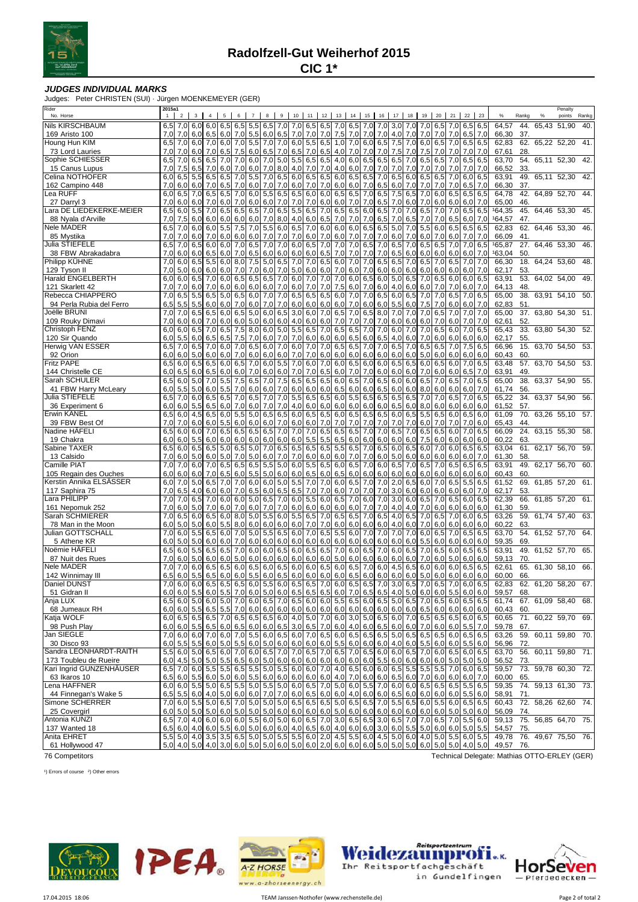# Radolfzell-Gut Weiherhof 2015

## CIC 1*

### JUDGES INDIVIDUAL MARKS

Judges: Peter CHRISTEN (SUI) · Jürgen MOENKEMEYER (GER)

| Rider No. Horse | 1 | 2 | 3 | 4 | 5 | 6 | 7 | 8 | 9 | 10 | 11 | 12 | 13 | 14 | 15 | 16 | 17 | 18 | 19 | 20 | 21 | 22 | 23 | % | Rankg | % | Penalty points | Rankg |
|---|---|---|---|---|---|---|---|---|---|---|---|---|---|---|---|---|---|---|---|---|---|---|---|---|---|---|---|---|
| Nils KIRSCHBAUM | 6,5 | 7,0 | 6,0 | 6,0 | 6,5 | 6,5 | 5,5 | 6,5 | 7,0 | 7,0 | 6,5 | 6,5 | 7,0 | 6,5 | 7,0 | 7,0 | 3,0 | 7,0 | 7,0 | 6,5 | 7,0 | 6,5 | 6,5 | 64,57 | 44. | 65,43 | 51,90 | 40. |
| 169 Aristo 100 | 7,0 | 7,0 | 6,0 | 6,5 | 6,0 | 7,0 | 5,5 | 6,0 | 6,5 | 7,0 | 7,0 | 7,0 | 7,5 | 7,0 | 7,0 | 7,0 | 4,0 | 7,0 | 7,0 | 7,0 | 7,0 | 6,5 | 7,0 | 66,30 | 37. | | | |
| Houng Hun KIM | 6,5 | 7,0 | 6,0 | 7,0 | 6,0 | 7,0 | 5,5 | 7,0 | 7,0 | 6,0 | 5,5 | 6,5 | 1,0 | 7,0 | 6,0 | 6,5 | 7,5 | 7,0 | 6,0 | 6,5 | 7,0 | 6,5 | 6,5 | 62,83 | 62. | 65,22 | 52,20 | 41. |
| 73 Lord Lauries | 7,0 | 7,0 | 6,0 | 7,0 | 6,5 | 7,5 | 6,0 | 6,5 | 7,0 | 6,5 | 7,0 | 6,5 | 4,0 | 7,0 | 7,0 | 7,0 | 7,5 | 7,0 | 7,5 | 7,0 | 7,0 | 7,0 | 7,0 | 67,61 | 28. | | | |
| Sophie SCHIESSER | 6,5 | 7,0 | 6,5 | 6,5 | 7,0 | 7,0 | 6,0 | 7,0 | 5,5 | 5,5 | 6,5 | 6,5 | 4,0 | 6,0 | 6,5 | 6,5 | 6,5 | 7,0 | 6,5 | 6,5 | 7,0 | 6,5 | 6,5 | 63,70 | 54. | 65,11 | 52,30 | 42. |
| 15 Canus Lupus | 7,0 | 7,5 | 6,5 | 7,0 | 6,0 | 7,0 | 6,0 | 7,0 | 8,0 | 4,0 | 7,0 | 7,0 | 4,0 | 6,0 | 7,0 | 7,0 | 7,0 | 7,0 | 7,0 | 7,0 | 7,0 | 7,0 | 7,0 | 66,52 | 33. | | | |
| Celina NOTHOFER | 6,0 | 6,5 | 5,5 | 6,5 | 6,5 | 7,0 | 5,5 | 7,0 | 6,5 | 6,0 | 6,5 | 6,5 | 6,0 | 6,5 | 6,5 | 7,0 | 6,5 | 6,0 | 6,5 | 6,5 | 7,0 | 6,0 | 6,5 | 63,91 | 49. | 65,11 | 52,30 | 42. |
| 162 Campino 448 | 7,0 | 6,0 | 6,0 | 7,0 | 6,5 | 7,0 | 6,0 | 7,0 | 7,0 | 6,0 | 7,0 | 7,0 | 6,0 | 6,0 | 7,0 | 6,5 | 6,0 | 7,0 | 7,0 | 7,0 | 7,0 | 6,5 | 7,0 | 66,30 | 37. | | | |
| Lea RUFF | 6,0 | 6,5 | 7,0 | 6,5 | 6,5 | 7,0 | 6,0 | 5,5 | 6,5 | 6,5 | 6,0 | 6,0 | 6,5 | 6,5 | 7,0 | 6,5 | 7,5 | 6,5 | 7,0 | 6,0 | 6,5 | 6,5 | 6,5 | 64,78 | 42. | 64,89 | 52,70 | 44. |
| 27 Darryl 3 | 7,0 | 6,0 | 6,0 | 7,0 | 6,0 | 7,0 | 6,0 | 6,0 | 7,0 | 7,0 | 7,0 | 6,0 | 6,0 | 7,0 | 7,0 | 6,5 | 7,0 | 6,0 | 7,0 | 6,0 | 6,0 | 6,0 | 7,0 | 65,00 | 46. | | | |
| Lara DE LIEDEKERKE-MEIER | 6,5 | 6,0 | 5,5 | 7,0 | 6,5 | 6,5 | 6,5 | 7,0 | 6,5 | 5,5 | 6,5 | 7,0 | 6,5 | 6,5 | 6,0 | 6,5 | 7,0 | 7,0 | 6,5 | 7,0 | 7,0 | 6,5 | 6,5 | [1]64,35 | 45. | 64,46 | 53,30 | 45. |
| 88 Nyala d'Arville | 7,0 | 7,5 | 6,0 | 6,0 | 6,0 | 6,0 | 6,0 | 7,0 | 8,0 | 4,0 | 6,0 | 6,5 | 7,0 | 7,0 | 7,0 | 6,5 | 7,0 | 6,5 | 7,0 | 7,0 | 6,5 | 6,0 | 7,0 | [1]64,57 | 47. | | | |
| Nele MADER | 6,5 | 7,0 | 6,0 | 6,0 | 5,5 | 7,5 | 7,0 | 5,5 | 6,0 | 6,5 | 7,0 | 6,0 | 6,0 | 6,0 | 6,5 | 6,5 | 5,0 | 7,0 | 5,5 | 6,0 | 6,5 | 6,5 | 6,5 | 62,83 | 62. | 64,46 | 53,30 | 46. |
| 85 Mystika | 7,0 | 7,0 | 6,0 | 7,0 | 6,0 | 6,0 | 6,0 | 7,0 | 7,0 | 7,0 | 6,0 | 7,0 | 6,0 | 7,0 | 7,0 | 7,0 | 6,0 | 7,0 | 6,0 | 7,0 | 6,0 | 7,0 | 7,0 | 66,09 | 41. | | | |
| Julia STIEFELE | 6,5 | 7,0 | 6,5 | 6,0 | 6,0 | 7,0 | 6,5 | 7,0 | 7,0 | 6,0 | 6,5 | 7,0 | 7,0 | 7,0 | 6,5 | 7,0 | 6,5 | 7,0 | 6,5 | 6,5 | 7,0 | 7,0 | 6,5 | [1]65,87 | 27. | 64,46 | 53,30 | 46. |
| 38 FBW Abrakadabra | 7,0 | 6,0 | 6,0 | 6,5 | 6,0 | 7,0 | 6,5 | 6,0 | 6,0 | 6,0 | 6,0 | 6,5 | 7,0 | 7,0 | 7,0 | 7,0 | 6,5 | 6,0 | 6,0 | 6,0 | 6,0 | 6,0 | 7,0 | [1]63,04 | 50. | | | |
| Philipp KÜHNE | 7,0 | 6,0 | 6,5 | 5,5 | 6,0 | 8,0 | 7,5 | 5,0 | 6,5 | 7,0 | 7,0 | 6,5 | 6,0 | 7,0 | 7,0 | 6,5 | 6,5 | 7,0 | 6,5 | 7,0 | 6,5 | 7,0 | 7,0 | 66,30 | 18. | 64,24 | 53,60 | 48. |
| 129 Tyson II | 7,0 | 5,0 | 6,0 | 6,0 | 6,0 | 7,0 | 7,0 | 6,0 | 7,0 | 5,0 | 6,0 | 6,0 | 7,0 | 6,0 | 7,0 | 6,0 | 6,0 | 6,0 | 6,0 | 6,0 | 6,0 | 6,0 | 7,0 | 62,17 | 53. | | | |
| Harald ENGELBERTH | 6,0 | 6,0 | 6,5 | 7,0 | 6,0 | 6,5 | 6,5 | 6,5 | 7,0 | 6,0 | 7,0 | 7,0 | 6,0 | 6,0 | 6,5 | 6,0 | 5,0 | 6,5 | 7,0 | 6,5 | 6,0 | 6,0 | 6,5 | 63,91 | 53. | 64,02 | 54,00 | 49. |
| 121 Skarlett 42 | 7,0 | 7,0 | 6,0 | 7,0 | 6,0 | 6,0 | 6,0 | 6,0 | 7,0 | 6,0 | 7,0 | 7,0 | 7,5 | 6,0 | 7,0 | 6,0 | 4,0 | 6,0 | 6,0 | 7,0 | 7,0 | 6,0 | 7,0 | 64,13 | 48. | | | |
| Rebecca CHIAPPERO | 7,0 | 6,5 | 5,5 | 6,5 | 5,0 | 6,5 | 6,0 | 7,0 | 7,0 | 6,5 | 6,5 | 6,5 | 6,0 | 7,0 | 7,0 | 6,5 | 6,0 | 6,5 | 7,0 | 7,0 | 6,5 | 7,0 | 6,5 | 65,00 | 38. | 63,91 | 54,10 | 50. |
| 94 Perla Rubia del Ferro | 6,5 | 5,5 | 5,5 | 6,0 | 6,0 | 7,0 | 6,0 | 7,0 | 7,0 | 6,0 | 6,0 | 6,0 | 6,0 | 7,0 | 6,0 | 6,0 | 5,5 | 6,0 | 7,5 | 7,0 | 6,0 | 6,0 | 7,0 | 62,83 | 51. | | | |
| Joëlle BRUNI | 7,0 | 7,0 | 6,5 | 6,5 | 6,0 | 6,5 | 5,0 | 6,0 | 6,5 | 3,0 | 6,0 | 7,0 | 6,5 | 7,0 | 6,5 | 8,0 | 7,0 | 7,0 | 7,0 | 6,5 | 7,0 | 7,0 | 7,0 | 65,00 | 37. | 63,80 | 54,30 | 51. |
| 109 Rouky Dimavi | 7,0 | 6,0 | 6,0 | 7,0 | 6,0 | 6,0 | 5,0 | 6,0 | 6,0 | 4,0 | 6,0 | 6,0 | 7,0 | 7,0 | 7,0 | 6,0 | 6,0 | 6,0 | 7,0 | 6,0 | 7,0 | 7,0 | 7,0 | 62,61 | 52. | | | |
| Christoph FENZ | 6,0 | 6,0 | 6,5 | 7,0 | 6,5 | 7,5 | 8,0 | 6,0 | 5,0 | 5,5 | 6,5 | 7,0 | 6,5 | 6,5 | 7,0 | 7,0 | 6,0 | 7,0 | 7,0 | 6,5 | 6,0 | 7,0 | 6,5 | 65,43 | 33. | 63,80 | 54,30 | 52. |
| 120 Sir Quando | 6,0 | 5,5 | 6,0 | 6,5 | 6,5 | 7,5 | 7,0 | 6,0 | 7,0 | 7,0 | 6,0 | 6,0 | 6,0 | 6,5 | 6,0 | 6,5 | 4,0 | 6,0 | 7,0 | 6,0 | 6,0 | 6,0 | 6,0 | 62,17 | 55. | | | |
| Herwig VAN ESSER | 6,5 | 7,0 | 6,5 | 7,0 | 6,0 | 7,0 | 6,5 | 6,0 | 7,0 | 6,0 | 7,0 | 7,0 | 6,5 | 6,5 | 7,0 | 7,0 | 6,5 | 7,0 | 6,5 | 6,5 | 7,0 | 7,5 | 6,5 | 66,96 | 15. | 63,70 | 54,50 | 53. |
| 92 Orion | 6,0 | 6,0 | 5,0 | 6,0 | 6,0 | 7,0 | 6,0 | 6,0 | 6,0 | 7,0 | 6,0 | 6,0 | 6,0 | 6,0 | 6,0 | 6,0 | 6,0 | 6,0 | 5,0 | 6,0 | 6,0 | 6,0 | 6,0 | 60,43 | 60. | | | |
| Fritz PAPE | 6,5 | 6,0 | 6,5 | 6,5 | 6,0 | 6,5 | 7,0 | 6,0 | 5,5 | 7,0 | 6,0 | 7,0 | 6,0 | 6,5 | 6,0 | 6,0 | 6,5 | 6,5 | 6,0 | 6,5 | 6,0 | 7,0 | 6,5 | 63,48 | 57. | 63,70 | 54,50 | 53. |
| 144 Christelle CE | 6,0 | 6,5 | 6,0 | 6,5 | 6,0 | 6,0 | 7,0 | 6,0 | 6,0 | 7,0 | 7,0 | 6,5 | 6,0 | 7,0 | 7,0 | 6,0 | 6,0 | 6,0 | 7,0 | 6,0 | 6,0 | 6,5 | 7,0 | 63,91 | 49. | | | |
| Sarah SCHULER | 6,5 | 6,0 | 5,0 | 7,0 | 5,5 | 7,5 | 6,5 | 7,0 | 7,5 | 6,5 | 6,5 | 6,5 | 6,0 | 6,5 | 7,0 | 6,5 | 6,0 | 6,0 | 6,5 | 7,0 | 6,5 | 7,0 | 6,5 | 65,00 | 38. | 63,37 | 54,90 | 55. |
| 41 FBW Harry McLeary | 6,0 | 5,5 | 5,0 | 6,0 | 5,5 | 7,0 | 6,0 | 6,0 | 7,0 | 6,0 | 6,0 | 6,0 | 6,5 | 6,0 | 6,0 | 6,5 | 6,0 | 6,0 | 8,0 | 6,0 | 6,0 | 6,0 | 7,0 | 61,74 | 56. | | | |
| Julia STIEFELE | 6,5 | 7,0 | 6,0 | 6,5 | 6,5 | 7,0 | 6,5 | 7,0 | 7,0 | 5,5 | 6,5 | 6,5 | 6,0 | 7,0 | 5,5 | 6,5 | 6,5 | 6,5 | 7,0 | 7,0 | 6,5 | 7,0 | 6,5 | 65,22 | 34. | 63,37 | 54,90 | 56. |
| 36 Experiment 6 | 6,0 | 6,0 | 5,5 | 6,5 | 6,0 | 7,0 | 6,0 | 7,0 | 7,0 | 4,0 | 6,0 | 6,0 | 6,0 | 6,0 | 6,0 | 6,0 | 6,5 | 6,0 | 8,0 | 6,0 | 6,0 | 6,0 | 6,0 | 61,52 | 57. | | | |
| Erwin KANEL | 6,5 | 6,0 | 4,5 | 6,5 | 6,0 | 5,5 | 5,0 | 6,5 | 6,5 | 6,0 | 6,5 | 6,5 | 6,0 | 6,5 | 6,5 | 6,5 | 6,0 | 6,5 | 5,5 | 6,5 | 6,0 | 6,5 | 6,0 | 61,09 | 70. | 63,26 | 55,10 | 57. |
| 39 FBW Best Of | 7,0 | 7,0 | 6,0 | 6,0 | 5,5 | 6,0 | 6,0 | 6,0 | 7,0 | 6,0 | 6,0 | 7,0 | 7,0 | 7,0 | 7,0 | 7,0 | 7,0 | 7,0 | 6,0 | 7,0 | 7,0 | 7,0 | 6,0 | 65,43 | 44. | | | |
| Nadine HÄFELI | 6,5 | 6,0 | 6,0 | 7,0 | 6,5 | 6,5 | 6,5 | 6,5 | 7,0 | 7,0 | 7,0 | 6,5 | 6,5 | 6,5 | 7,0 | 7,0 | 6,5 | 7,0 | 6,5 | 6,5 | 6,0 | 7,0 | 6,5 | 66,09 | 24. | 63,15 | 55,30 | 58. |
| 19 Chakra | 6,0 | 6,0 | 5,5 | 6,0 | 6,0 | 6,0 | 6,0 | 6,0 | 6,0 | 6,0 | 6,0 | 5,5 | 5,5 | 6,5 | 6,0 | 6,0 | 6,0 | 6,0 | 7,5 | 6,0 | 6,0 | 6,0 | 6,0 | 60,22 | 63. | | | |
| Sabine TAXER | 6,5 | 6,0 | 6,5 | 6,5 | 5,0 | 6,5 | 5,0 | 7,0 | 6,5 | 6,5 | 6,5 | 6,5 | 5,5 | 6,5 | 7,0 | 6,5 | 6,0 | 6,5 | 6,0 | 7,0 | 6,0 | 6,5 | 6,5 | 63,04 | 61. | 62,17 | 56,70 | 59. |
| 13 Calsido | 7,0 | 6,0 | 5,0 | 6,0 | 5,0 | 7,0 | 5,0 | 6,0 | 7,0 | 7,0 | 6,0 | 6,0 | 6,0 | 7,0 | 7,0 | 6,0 | 5,0 | 6,0 | 6,0 | 6,0 | 6,0 | 6,0 | 7,0 | 61,30 | 58. | | | |
| Camille PIAT | 7,0 | 7,0 | 6,0 | 7,0 | 6,5 | 6,5 | 6,5 | 5,5 | 5,0 | 6,0 | 5,5 | 6,5 | 6,0 | 6,5 | 7,0 | 6,0 | 6,5 | 7,0 | 6,5 | 7,0 | 6,5 | 6,5 | 6,5 | 63,91 | 49. | 62,17 | 56,70 | 60. |
| 105 Regain des Ouches | 6,0 | 6,0 | 6,0 | 7,0 | 6,5 | 6,0 | 5,5 | 5,0 | 6,0 | 6,0 | 6,5 | 6,0 | 6,5 | 6,0 | 6,0 | 6,0 | 6,0 | 6,0 | 6,0 | 6,0 | 6,0 | 6,0 | 6,0 | 60,43 | 60. | | | |
| Kerstin Annika ELSÄSSER | 6,0 | 7,0 | 5,0 | 6,5 | 7,0 | 7,0 | 6,0 | 6,0 | 5,0 | 5,5 | 7,0 | 7,0 | 6,0 | 6,5 | 7,0 | 7,0 | 2,0 | 6,5 | 6,0 | 7,0 | 6,5 | 5,5 | 6,5 | 61,52 | 69. | 61,85 | 57,20 | 61. |
| 117 Saphira 75 | 7,0 | 6,5 | 4,0 | 6,0 | 6,0 | 7,0 | 6,5 | 6,0 | 6,5 | 6,5 | 7,0 | 7,0 | 6,0 | 7,0 | 7,0 | 7,0 | 3,0 | 6,0 | 6,0 | 6,0 | 6,0 | 6,0 | 7,0 | 62,17 | 53. | | | |
| Lara PHILIPP | 7,0 | 7,0 | 6,5 | 7,0 | 6,0 | 6,0 | 5,0 | 6,5 | 7,0 | 6,0 | 5,5 | 6,0 | 6,5 | 7,0 | 6,0 | 7,0 | 3,0 | 6,0 | 6,5 | 7,0 | 6,5 | 6,0 | 6,5 | 62,39 | 66. | 61,85 | 57,20 | 61. |
| 161 Nepomuk 252 | 7,0 | 6,0 | 5,0 | 7,0 | 6,0 | 7,0 | 6,0 | 7,0 | 7,0 | 6,0 | 6,0 | 6,0 | 6,0 | 6,0 | 7,0 | 7,0 | 4,0 | 7,0 | 6,0 | 6,0 | 6,0 | 6,0 | 6,0 | 61,30 | 59. | | | |
| Sarah SCHMIERER | 7,0 | 6,5 | 6,0 | 6,5 | 6,0 | 8,0 | 5,0 | 5,5 | 6,0 | 5,5 | 6,5 | 7,0 | 6,5 | 6,5 | 7,0 | 6,5 | 4,0 | 6,5 | 7,0 | 6,5 | 7,0 | 6,0 | 6,5 | 63,26 | 59. | 61,74 | 57,40 | 63. |
| 78 Man in the Moon | 6,0 | 5,0 | 5,0 | 6,0 | 5,5 | 8,0 | 6,0 | 6,0 | 6,0 | 6,0 | 7,0 | 7,0 | 6,0 | 6,0 | 6,0 | 6,0 | 4,0 | 6,0 | 7,0 | 6,0 | 6,0 | 6,0 | 6,0 | 60,22 | 63. | | | |
| Julian GOTTSCHALL | 7,0 | 6,0 | 5,5 | 6,5 | 6,0 | 7,0 | 5,0 | 5,5 | 6,5 | 6,0 | 7,0 | 6,5 | 5,5 | 6,0 | 7,0 | 7,0 | 7,0 | 7,0 | 6,0 | 6,5 | 7,0 | 6,5 | 6,5 | 63,70 | 54. | 61,52 | 57,70 | 64. |
| 5 Athene KR | 6,0 | 5,0 | 5,0 | 6,0 | 6,0 | 7,0 | 6,0 | 6,0 | 6,0 | 6,0 | 6,0 | 6,0 | 6,0 | 6,0 | 6,0 | 6,0 | 6,0 | 6,0 | 5,5 | 6,0 | 6,0 | 6,0 | 6,0 | 59,35 | 69. | | | |
| Noëmie HÄFELI | 6,5 | 6,0 | 5,5 | 6,5 | 6,5 | 7,0 | 6,0 | 6,0 | 6,5 | 6,0 | 6,5 | 6,5 | 7,0 | 6,0 | 6,5 | 7,0 | 6,0 | 6,5 | 7,0 | 6,5 | 6,0 | 6,5 | 6,5 | 63,91 | 49. | 61,52 | 57,70 | 65. |
| 87 Nuit des Rues | 7,0 | 6,0 | 5,0 | 6,0 | 6,0 | 5,0 | 6,0 | 5,0 | 6,0 | 6,0 | 6,0 | 6,0 | 5,0 | 6,0 | 6,0 | 6,0 | 6,0 | 6,0 | 7,0 | 6,0 | 5,0 | 6,0 | 6,0 | 59,13 | 70. | | | |
| Nele MADER | 7,0 | 7,0 | 6,0 | 6,5 | 6,5 | 6,0 | 6,5 | 6,0 | 6,5 | 6,0 | 6,0 | 6,5 | 6,0 | 6,5 | 7,0 | 6,0 | 4,5 | 6,5 | 6,0 | 6,0 | 6,0 | 6,5 | 6,5 | 62,61 | 65. | 61,30 | 58,10 | 66. |
| 142 Winnimay III | 6,5 | 6,0 | 5,5 | 6,5 | 6,0 | 6,0 | 5,5 | 6,0 | 6,5 | 6,0 | 6,0 | 6,0 | 6,0 | 6,5 | 6,0 | 6,0 | 6,0 | 6,0 | 5,0 | 6,0 | 6,0 | 6,0 | 6,0 | 60,00 | 66. | | | |
| Daniel DUNST | 7,0 | 6,0 | 6,0 | 6,5 | 6,5 | 6,5 | 6,0 | 5,5 | 6,0 | 6,5 | 6,5 | 7,0 | 6,0 | 6,5 | 6,5 | 7,0 | 3,0 | 6,5 | 7,0 | 6,5 | 7,0 | 6,0 | 6,5 | 62,83 | 62. | 61,20 | 58,20 | 67. |
| 51 Gidran II | 6,0 | 6,0 | 5,5 | 6,0 | 5,5 | 7,0 | 6,0 | 5,0 | 6,0 | 6,5 | 6,5 | 6,5 | 6,0 | 7,0 | 6,5 | 6,5 | 4,0 | 5,0 | 6,0 | 6,0 | 5,5 | 6,0 | 6,0 | 59,57 | 68. | | | |
| Anja LUX | 6,5 | 6,0 | 5,0 | 6,0 | 5,0 | 7,0 | 6,0 | 6,5 | 7,0 | 6,5 | 6,0 | 6,0 | 5,5 | 6,5 | 6,0 | 6,5 | 5,0 | 6,5 | 7,0 | 6,5 | 6,0 | 6,5 | 6,5 | 61,74 | 67. | 61,09 | 58,40 | 68. |
| 68 Jumeaux RH | 6,0 | 6,0 | 5,5 | 6,5 | 5,5 | 7,0 | 6,0 | 6,0 | 6,0 | 6,0 | 6,0 | 6,0 | 6,0 | 6,0 | 6,0 | 6,0 | 6,0 | 6,0 | 6,0 | 6,0 | 6,0 | 6,0 | 6,0 | 60,43 | 60. | | | |
| Katja WOLF | 6,0 | 6,5 | 6,5 | 6,5 | 7,0 | 6,5 | 6,5 | 6,5 | 6,0 | 4,0 | 5,0 | 7,0 | 6,0 | 3,0 | 5,0 | 6,5 | 6,0 | 7,0 | 6,5 | 6,5 | 6,5 | 6,0 | 6,5 | 60,65 | 71. | 60,22 | 59,70 | 69. |
| 98 Push Play | 6,0 | 6,0 | 5,5 | 6,5 | 6,0 | 6,5 | 6,0 | 6,0 | 6,5 | 3,0 | 6,5 | 7,0 | 6,0 | 4,0 | 6,0 | 6,0 | 6,0 | 6,0 | 7,0 | 6,0 | 6,0 | 5,5 | 7,0 | 59,78 | 67. | | | |
| Jan SIEGLE | 7,0 | 6,0 | 6,0 | 7,0 | 6,0 | 7,0 | 5,5 | 6,0 | 6,5 | 6,0 | 7,0 | 6,5 | 6,0 | 6,5 | 6,5 | 6,5 | 5,0 | 6,5 | 6,5 | 6,5 | 6,0 | 6,5 | 6,5 | 63,26 | 59. | 60,11 | 59,80 | 70. |
| 30 Disco 93 | 6,0 | 5,5 | 5,5 | 6,0 | 5,0 | 5,5 | 5,0 | 6,0 | 5,0 | 6,0 | 6,0 | 6,0 | 6,0 | 5,5 | 6,0 | 6,0 | 4,0 | 6,0 | 5,5 | 6,0 | 6,0 | 5,5 | 6,0 | 56,96 | 72. | | | |
| Sandra LEONHARDT-RAITH | 5,5 | 6,0 | 5,0 | 6,5 | 6,0 | 7,0 | 6,0 | 6,5 | 7,0 | 7,0 | 6,5 | 7,0 | 6,5 | 7,0 | 6,5 | 6,0 | 6,0 | 6,5 | 7,0 | 6,0 | 6,5 | 6,0 | 6,5 | 63,70 | 56. | 60,11 | 59,80 | 71. |
| 173 Toubleu de Rueire | 6,0 | 4,5 | 5,0 | 5,0 | 5,5 | 6,5 | 6,0 | 5,0 | 6,0 | 6,0 | 6,0 | 6,0 | 6,0 | 6,0 | 6,0 | 5,5 | 6,0 | 6,0 | 6,0 | 6,0 | 5,0 | 5,0 | 5,0 | 56,52 | 73. | | | |
| Kari Ingrid GUNZENHÄUSER | 6,5 | 7,0 | 6,0 | 5,5 | 5,5 | 6,5 | 5,5 | 5,0 | 5,5 | 6,0 | 6,0 | 7,0 | 4,0 | 6,5 | 6,0 | 6,0 | 6,5 | 5,5 | 5,5 | 5,5 | 7,0 | 6,0 | 6,5 | 59,57 | 73. | 59,78 | 60,30 | 72. |
| 63 Ikaros 10 | 6,5 | 6,0 | 5,5 | 6,0 | 5,0 | 6,0 | 5,5 | 6,0 | 6,0 | 6,0 | 6,0 | 6,0 | 4,0 | 7,0 | 6,0 | 6,0 | 6,5 | 6,0 | 7,0 | 6,0 | 6,0 | 6,0 | 7,0 | 60,00 | 65. | | | |
| Lena HAFFNER | 6,0 | 6,0 | 5,5 | 5,0 | 6,5 | 5,5 | 5,0 | 5,5 | 5,0 | 6,0 | 6,5 | 7,0 | 5,0 | 6,0 | 5,5 | 7,0 | 6,0 | 6,0 | 6,5 | 6,5 | 6,5 | 5,5 | 6,5 | 59,35 | 74. | 59,13 | 61,30 | 73. |
| 44 Finnegan's Wake 5 | 6,5 | 5,5 | 6,0 | 4,0 | 5,0 | 6,0 | 6,0 | 7,0 | 7,0 | 6,0 | 6,5 | 6,0 | 6,0 | 4,0 | 6,0 | 6,0 | 6,0 | 6,0 | 6,0 | 6,0 | 6,0 | 5,5 | 6,0 | 58,91 | 71. | | | |
| Simone SCHERRER | 7,0 | 6,0 | 5,5 | 5,0 | 6,5 | 7,0 | 5,0 | 5,0 | 5,0 | 6,5 | 6,5 | 6,5 | 5,0 | 6,5 | 6,5 | 7,0 | 5,5 | 6,5 | 6,0 | 5,5 | 6,0 | 6,5 | 6,5 | 60,43 | 72. | 58,26 | 62,60 | 74. |
| 25 Covergirl | 6,0 | 5,0 | 5,0 | 5,0 | 6,0 | 5,0 | 5,0 | 5,0 | 5,0 | 6,0 | 6,0 | 6,0 | 6,0 | 5,0 | 6,0 | 6,0 | 6,0 | 6,0 | 6,0 | 6,0 | 5,0 | 5,0 | 6,0 | 56,09 | 74. | | | |
| Antonia KUNZI | 6,5 | 7,0 | 4,0 | 6,0 | 6,0 | 6,0 | 5,5 | 6,0 | 5,0 | 6,0 | 6,5 | 7,0 | 3,0 | 6,5 | 6,5 | 3,0 | 6,5 | 7,0 | 7,0 | 6,5 | 7,0 | 5,5 | 6,0 | 59,13 | 75. | 56,85 | 64,70 | 75. |
| 137 Wanted 18 | 6,5 | 6,0 | 4,0 | 6,0 | 5,5 | 6,0 | 5,0 | 6,0 | 6,0 | 4,0 | 6,5 | 6,0 | 4,0 | 6,0 | 6,0 | 3,0 | 6,0 | 5,5 | 5,0 | 6,0 | 6,0 | 5,0 | 5,5 | 54,57 | 75. | | | |
| Anita EHRET | 5,5 | 5,0 | 4,0 | 3,5 | 3,5 | 6,5 | 5,0 | 5,0 | 5,5 | 5,5 | 6,0 | 2,0 | 4,5 | 5,5 | 6,0 | 4,5 | 5,0 | 6,0 | 4,0 | 5,0 | 5,5 | 6,0 | 5,5 | 49,78 | 76. | 49,67 | 75,50 | 76. |
| 61 Hollywood 47 | 5,0 | 4,0 | 5,0 | 4,0 | 3,0 | 6,0 | 5,0 | 5,0 | 6,0 | 5,0 | 6,0 | 2,0 | 6,0 | 6,0 | 6,0 | 5,0 | 5,0 | 5,0 | 6,0 | 5,0 | 5,0 | 4,0 | 5,0 | 49,57 | 76. | | | |

76 Competitors

Technical Delegate: Mathias OTTO-ERLEY (GER)

[1] Errors of course [2] Other errors